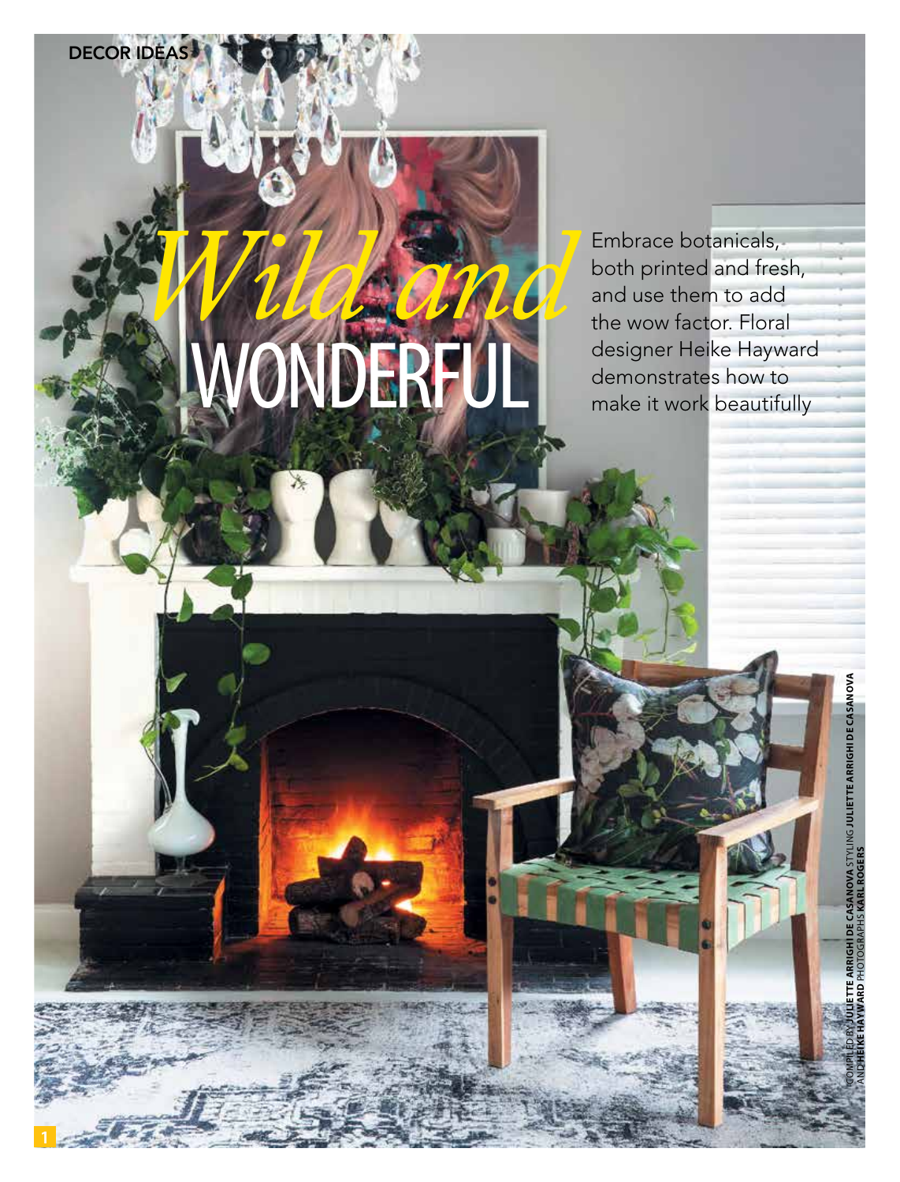# *Wild and* WONDERFUL

Embrace botanicals, both printed and fresh, and use them to add the wow factor. Floral designer Heike Hayward demonstrates how to make it work beautifully

COMPILED BY **JULIETTE ARRIGHI DE CASANOVA** STYLING **JULIETTE ARRIGHI DE CASANOVA** AND **HEIKE HAYWARD** PHOTOGRAPHS **KARL ROGERS**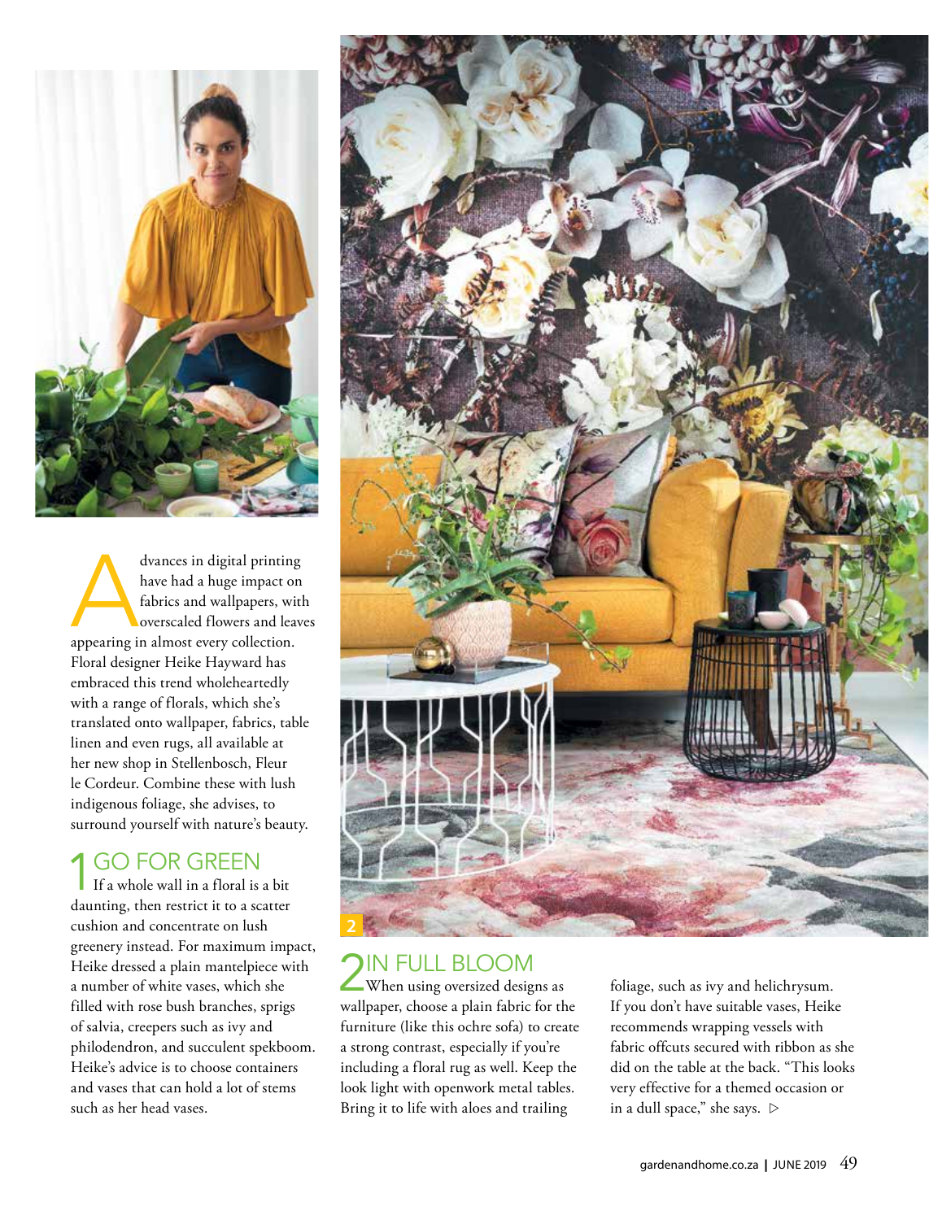Advances in digital printing have had a huge impact on fabrics and wallpapers, with overscaled flowers and leaves appearing in almost every collection. Floral designer Heike Hayward has embraced this trend wholeheartedly with a range of florals, which she's translated onto wallpaper, fabrics, table linen and even rugs, all available at her new shop in Stellenbosch, Fleur le Cordeur. Combine these with lush indigenous foliage, she advises, to surround yourself with nature's beauty.

## 1 GO FOR GREEN

If a whole wall in a floral is a bit daunting, then restrict it to a scatter cushion and concentrate on lush greenery instead. For maximum impact, Heike dressed a plain mantelpiece with a number of white vases, which she filled with rose bush branches, sprigs of salvia, creepers such as ivy and philodendron, and succulent spekboom. Heike's advice is to choose containers and vases that can hold a lot of stems such as her head vases.

2

## 2 IN FULL BLOOM

When using oversized designs as wallpaper, choose a plain fabric for the furniture (like this ochre sofa) to create a strong contrast, especially if you're including a floral rug as well. Keep the look light with openwork metal tables. Bring it to life with aloes and trailing foliage, such as ivy and helichrysum. If you don't have suitable vases, Heike recommends wrapping vessels with fabric offcuts secured with ribbon as she did on the table at the back. "This looks very effective for a themed occasion or in a dull space," she says. ▷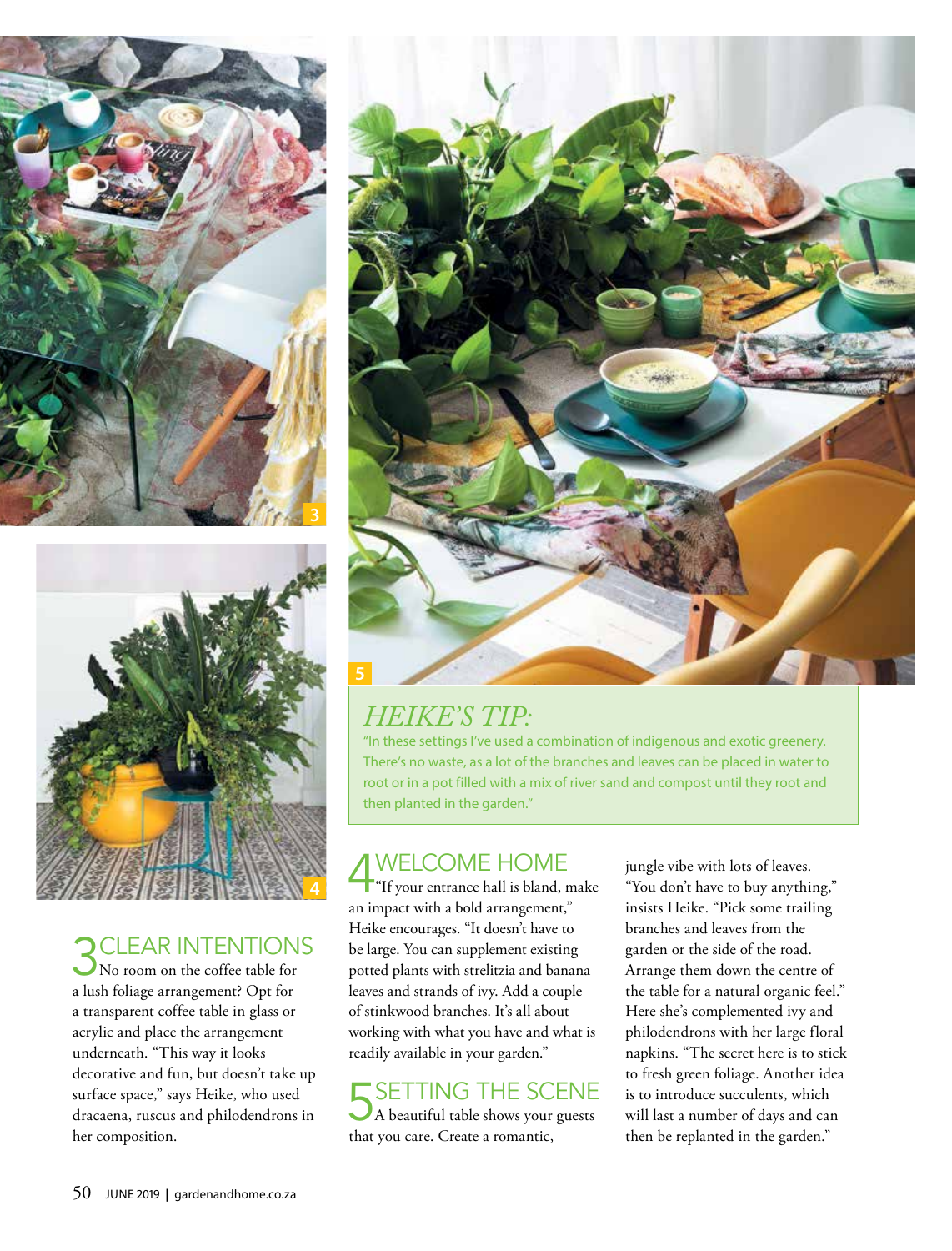## HEIKE'S TIP:

"In these settings I've used a combination of indigenous and exotic greenery. There's no waste, as a lot of the branches and leaves can be placed in water to root or in a pot filled with a mix of river sand and compost until they root and then planted in the garden."

## 3 CLEAR INTENTIONS

No room on the coffee table for a lush foliage arrangement? Opt for a transparent coffee table in glass or acrylic and place the arrangement underneath. "This way it looks decorative and fun, but doesn't take up surface space," says Heike, who used dracaena, ruscus and philodendrons in her composition.

## 4 WELCOME HOME

"If your entrance hall is bland, make an impact with a bold arrangement," Heike encourages. "It doesn't have to be large. You can supplement existing potted plants with strelitzia and banana leaves and strands of ivy. Add a couple of stinkwood branches. It's all about working with what you have and what is readily available in your garden."

## 5 SETTING THE SCENE

A beautiful table shows your guests that you care. Create a romantic, jungle vibe with lots of leaves. "You don't have to buy anything," insists Heike. "Pick some trailing branches and leaves from the garden or the side of the road. Arrange them down the centre of the table for a natural organic feel." Here she's complemented ivy and philodendrons with her large floral napkins. "The secret here is to stick to fresh green foliage. Another idea is to introduce succulents, which will last a number of days and can then be replanted in the garden."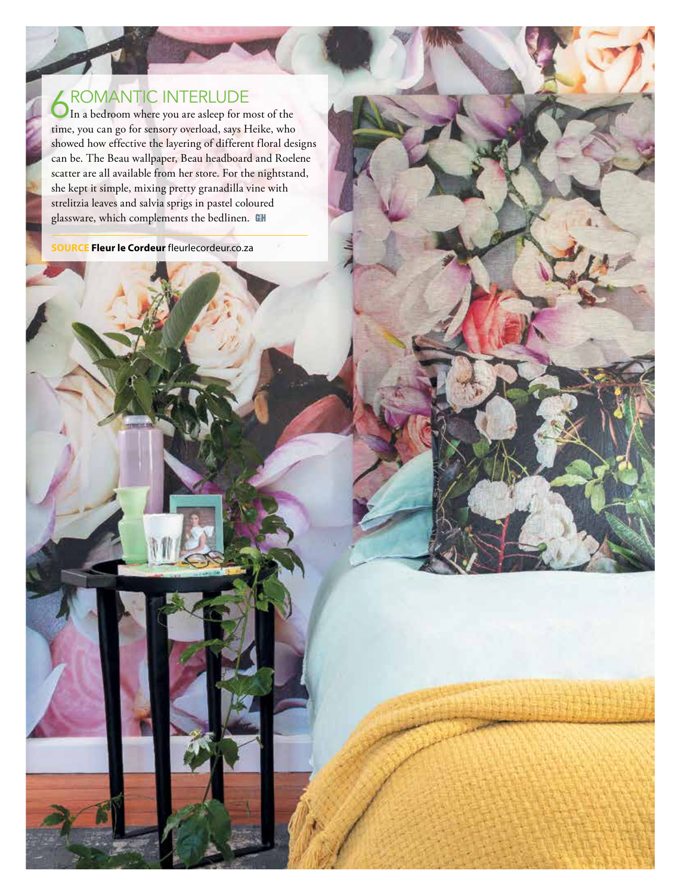## 6 ROMANTIC INTERLUDE

In a bedroom where you are asleep for most of the time, you can go for sensory overload, says Heike, who showed how effective the layering of different floral designs can be. The Beau wallpaper, Beau headboard and Roelene scatter are all available from her store. For the nightstand, she kept it simple, mixing pretty granadilla vine with strelitzia leaves and salvia sprigs in pastel coloured glassware, which complements the bedlinen. GH

**SOURCE** **Fleur le Cordeur** fleurlecordeur.co.za